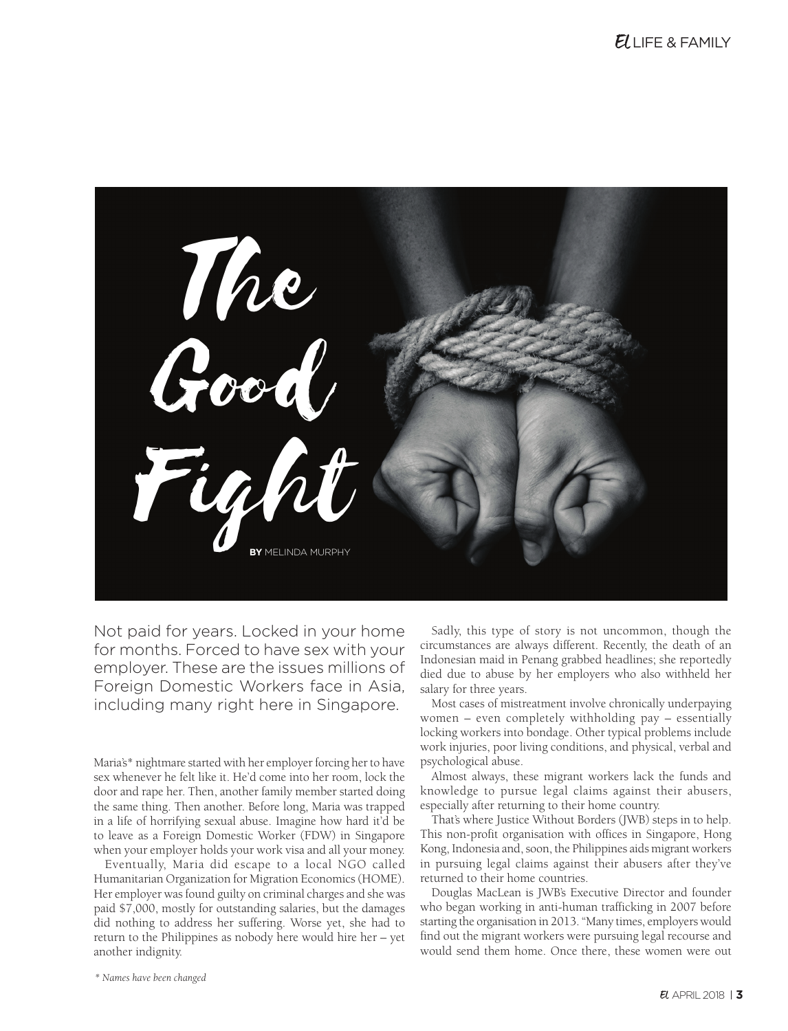# The Good Fight

**BY** MELINDA MURPHY

Not paid for years. Locked in your home for months. Forced to have sex with your employer. These are the issues millions of Foreign Domestic Workers face in Asia, including many right here in Singapore.

Maria's* nightmare started with her employer forcing her to have sex whenever he felt like it. He'd come into her room, lock the door and rape her. Then, another family member started doing the same thing. Then another. Before long, Maria was trapped in a life of horrifying sexual abuse. Imagine how hard it'd be to leave as a Foreign Domestic Worker (FDW) in Singapore when your employer holds your work visa and all your money.

Eventually, Maria did escape to a local NGO called Humanitarian Organization for Migration Economics (HOME). Her employer was found guilty on criminal charges and she was paid $7,000, mostly for outstanding salaries, but the damages did nothing to address her suffering. Worse yet, she had to return to the Philippines as nobody here would hire her – yet another indignity.

Sadly, this type of story is not uncommon, though the circumstances are always different. Recently, the death of an Indonesian maid in Penang grabbed headlines; she reportedly died due to abuse by her employers who also withheld her salary for three years.

Most cases of mistreatment involve chronically underpaying women – even completely withholding pay – essentially locking workers into bondage. Other typical problems include work injuries, poor living conditions, and physical, verbal and psychological abuse.

Almost always, these migrant workers lack the funds and knowledge to pursue legal claims against their abusers, especially after returning to their home country.

That's where Justice Without Borders (JWB) steps in to help. This non-profit organisation with offices in Singapore, Hong Kong, Indonesia and, soon, the Philippines aids migrant workers in pursuing legal claims against their abusers after they've returned to their home countries.

Douglas MacLean is JWB's Executive Director and founder who began working in anti-human trafficking in 2007 before starting the organisation in 2013. "Many times, employers would find out the migrant workers were pursuing legal recourse and would send them home. Once there, these women were out

*\* Names have been changed*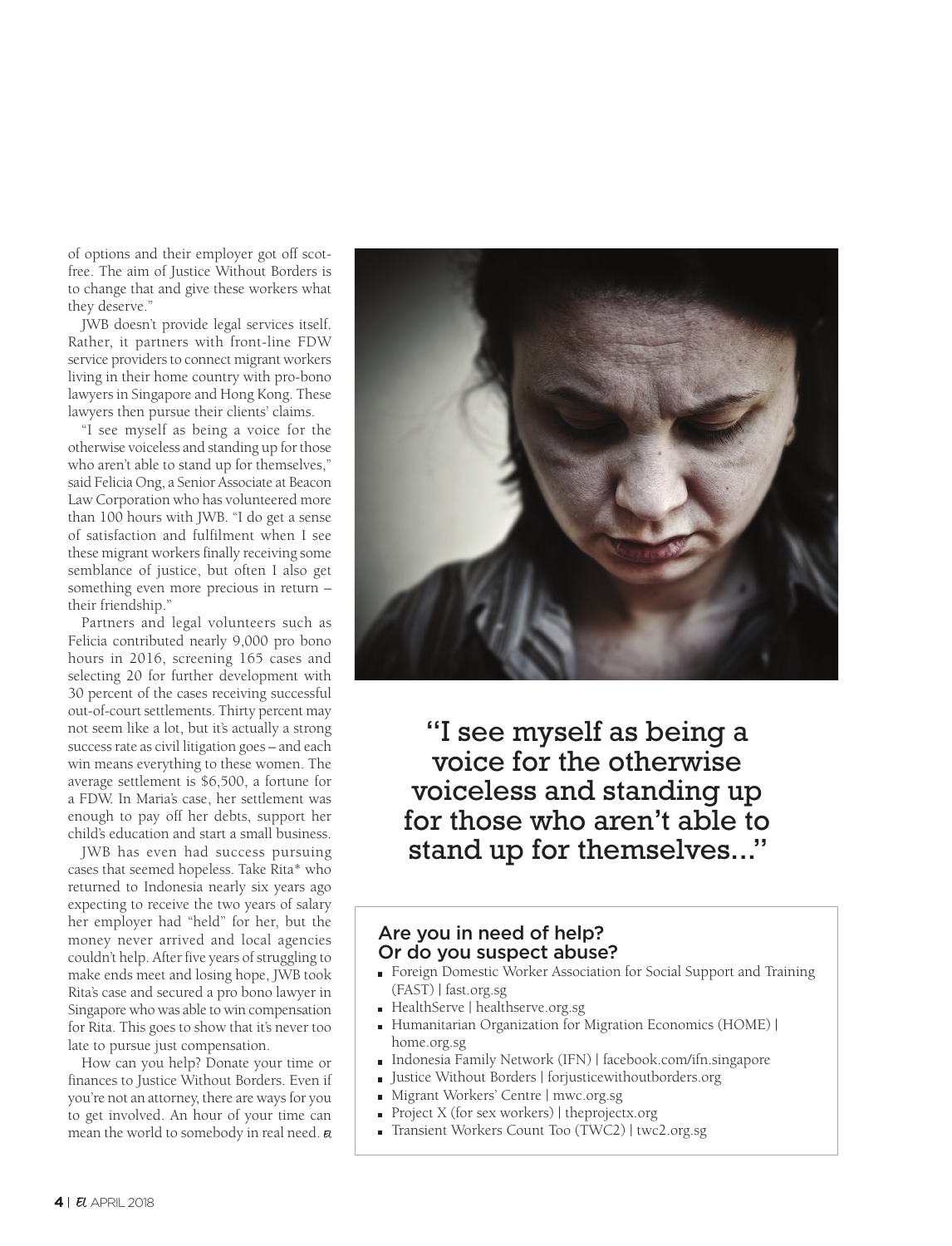of options and their employer got off scot-free. The aim of Justice Without Borders is to change that and give these workers what they deserve."

JWB doesn't provide legal services itself. Rather, it partners with front-line FDW service providers to connect migrant workers living in their home country with pro-bono lawyers in Singapore and Hong Kong. These lawyers then pursue their clients' claims.

"I see myself as being a voice for the otherwise voiceless and standing up for those who aren't able to stand up for themselves," said Felicia Ong, a Senior Associate at Beacon Law Corporation who has volunteered more than 100 hours with JWB. "I do get a sense of satisfaction and fulfilment when I see these migrant workers finally receiving some semblance of justice, but often I also get something even more precious in return – their friendship."

Partners and legal volunteers such as Felicia contributed nearly 9,000 pro bono hours in 2016, screening 165 cases and selecting 20 for further development with 30 percent of the cases receiving successful out-of-court settlements. Thirty percent may not seem like a lot, but it's actually a strong success rate as civil litigation goes – and each win means everything to these women. The average settlement is $6,500, a fortune for a FDW. In Maria's case, her settlement was enough to pay off her debts, support her child's education and start a small business.

JWB has even had success pursuing cases that seemed hopeless. Take Rita* who returned to Indonesia nearly six years ago expecting to receive the two years of salary her employer had "held" for her, but the money never arrived and local agencies couldn't help. After five years of struggling to make ends meet and losing hope, JWB took Rita's case and secured a pro bono lawyer in Singapore who was able to win compensation for Rita. This goes to show that it's never too late to pursue just compensation.

How can you help? Donate your time or finances to Justice Without Borders. Even if you're not an attorney, there are ways for you to get involved. An hour of your time can mean the world to somebody in real need.

> "I see myself as being a voice for the otherwise voiceless and standing up for those who aren't able to stand up for themselves..."

### Are you in need of help? Or do you suspect abuse?

- Foreign Domestic Worker Association for Social Support and Training (FAST) | fast.org.sg
- HealthServe | healthserve.org.sg
- Humanitarian Organization for Migration Economics (HOME) | home.org.sg
- Indonesia Family Network (IFN) | facebook.com/ifn.singapore
- Justice Without Borders | forjusticewithoutborders.org
- Migrant Workers' Centre | mwc.org.sg
- Project X (for sex workers) | theprojectx.org
- Transient Workers Count Too (TWC2) | twc2.org.sg